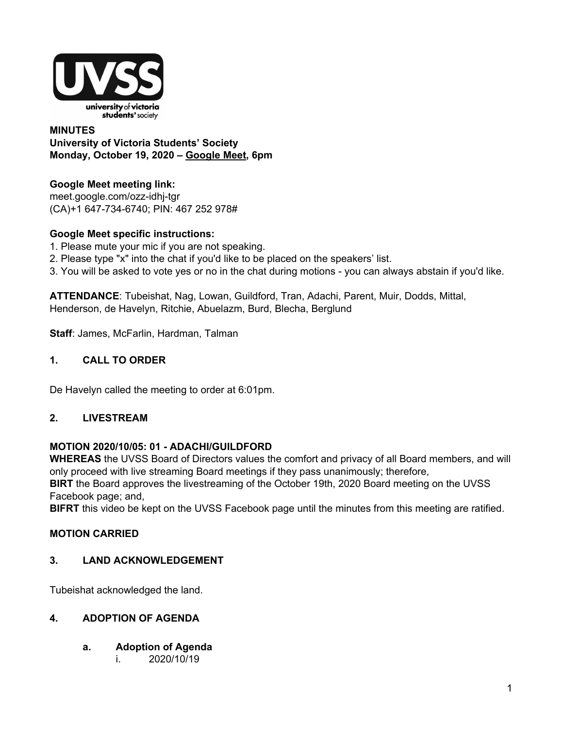**MINUTES**
**University of Victoria Students' Society**
**Monday, October 19, 2020 – Google Meet, 6pm**

**Google Meet meeting link:**
meet.google.com/ozz-idhj-tgr
(CA)+1 647-734-6740; PIN: 467 252 978#

**Google Meet specific instructions:**
1. Please mute your mic if you are not speaking.
2. Please type "x" into the chat if you'd like to be placed on the speakers' list.
3. You will be asked to vote yes or no in the chat during motions - you can always abstain if you'd like.

**ATTENDANCE**: Tubeishat, Nag, Lowan, Guildford, Tran, Adachi, Parent, Muir, Dodds, Mittal, Henderson, de Havelyn, Ritchie, Abuelazm, Burd, Blecha, Berglund

**Staff**: James, McFarlin, Hardman, Talman

## 1. CALL TO ORDER

De Havelyn called the meeting to order at 6:01pm.

## 2. LIVESTREAM

**MOTION 2020/10/05: 01 - ADACHI/GUILDFORD**
**WHEREAS** the UVSS Board of Directors values the comfort and privacy of all Board members, and will only proceed with live streaming Board meetings if they pass unanimously; therefore,
**BIRT** the Board approves the livestreaming of the October 19th, 2020 Board meeting on the UVSS Facebook page; and,
**BIFRT** this video be kept on the UVSS Facebook page until the minutes from this meeting are ratified.

**MOTION CARRIED**

## 3. LAND ACKNOWLEDGEMENT

Tubeishat acknowledged the land.

## 4. ADOPTION OF AGENDA

### a. Adoption of Agenda

i. 2020/10/19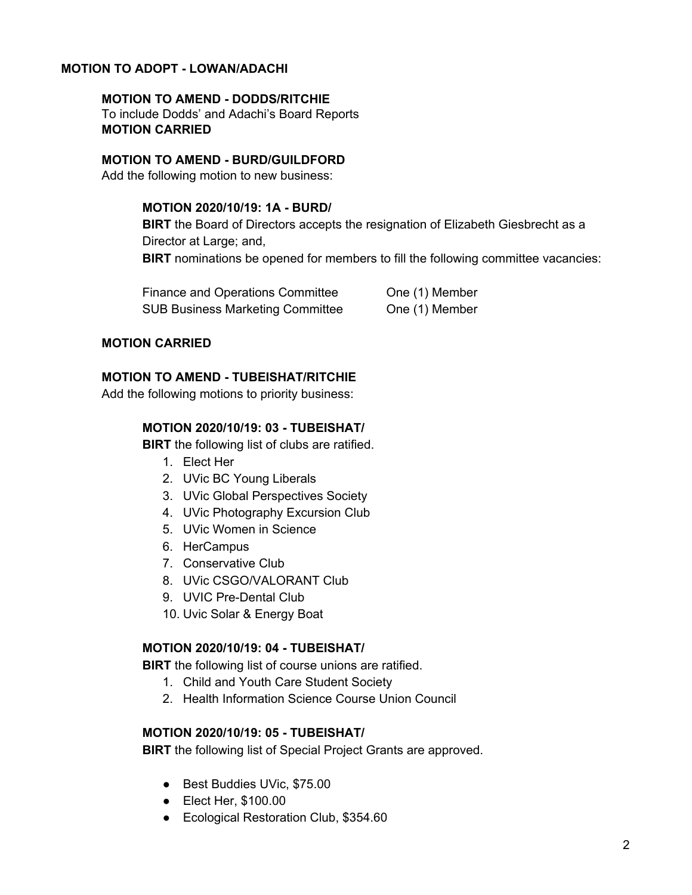**MOTION TO ADOPT - LOWAN/ADACHI**

**MOTION TO AMEND - DODDS/RITCHIE**
To include Dodds' and Adachi's Board Reports
**MOTION CARRIED**

**MOTION TO AMEND - BURD/GUILDFORD**
Add the following motion to new business:

**MOTION 2020/10/19: 1A - BURD/**
**BIRT** the Board of Directors accepts the resignation of Elizabeth Giesbrecht as a Director at Large; and,
**BIRT** nominations be opened for members to fill the following committee vacancies:

| | |
|---|---|
| Finance and Operations Committee | One (1) Member |
| SUB Business Marketing Committee | One (1) Member |

**MOTION CARRIED**

**MOTION TO AMEND - TUBEISHAT/RITCHIE**
Add the following motions to priority business:

**MOTION 2020/10/19: 03 - TUBEISHAT/**
**BIRT** the following list of clubs are ratified.

1. Elect Her
2. UVic BC Young Liberals
3. UVic Global Perspectives Society
4. UVic Photography Excursion Club
5. UVic Women in Science
6. HerCampus
7. Conservative Club
8. UVic CSGO/VALORANT Club
9. UVIC Pre-Dental Club
10. Uvic Solar & Energy Boat

**MOTION 2020/10/19: 04 - TUBEISHAT/**
**BIRT** the following list of course unions are ratified.

1. Child and Youth Care Student Society
2. Health Information Science Course Union Council

**MOTION 2020/10/19: 05 - TUBEISHAT/**
**BIRT** the following list of Special Project Grants are approved.

- Best Buddies UVic, $75.00
- Elect Her, $100.00
- Ecological Restoration Club, $354.60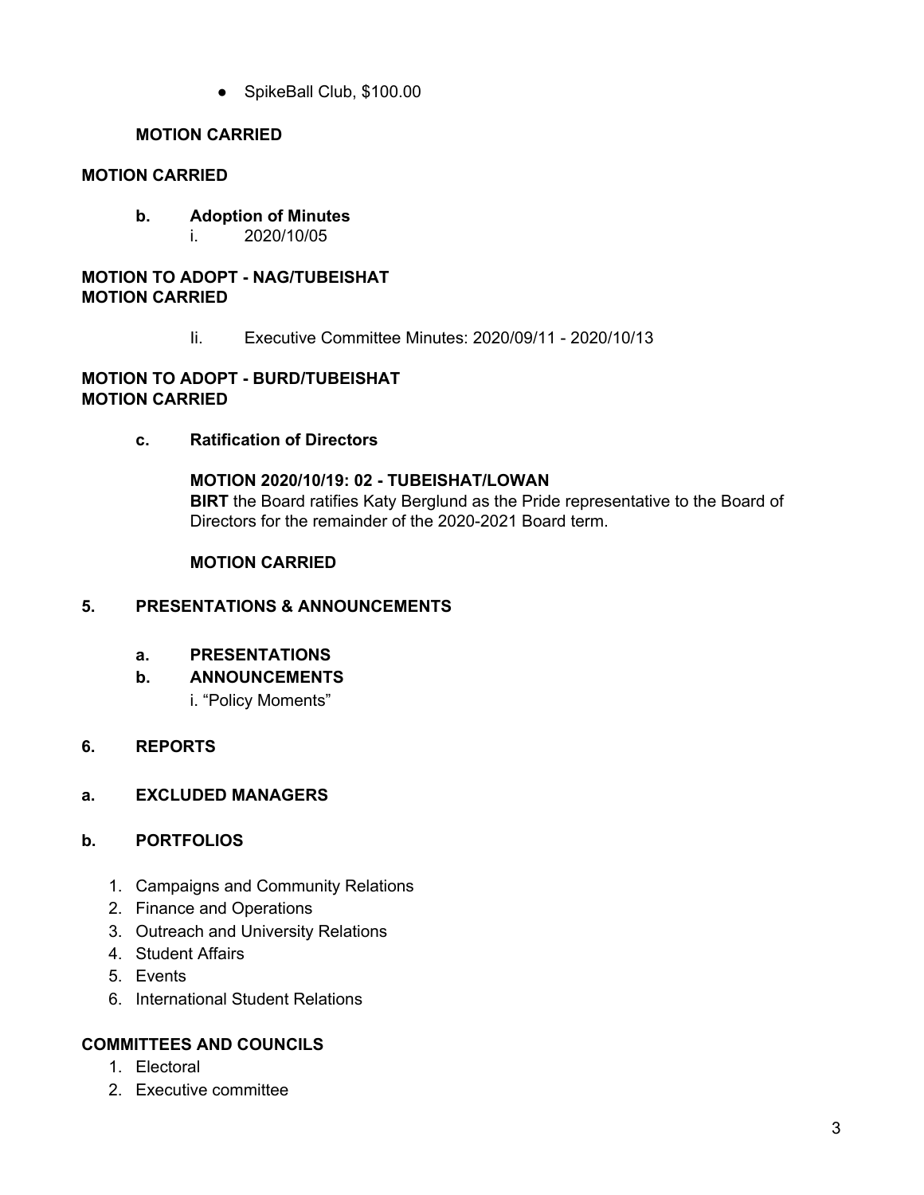- SpikeBall Club, $100.00

**MOTION CARRIED**

**MOTION CARRIED**

**b. Adoption of Minutes**

i. 2020/10/05

**MOTION TO ADOPT - NAG/TUBEISHAT**
**MOTION CARRIED**

Ii. Executive Committee Minutes: 2020/09/11 - 2020/10/13

**MOTION TO ADOPT - BURD/TUBEISHAT**
**MOTION CARRIED**

**c. Ratification of Directors**

**MOTION 2020/10/19: 02 - TUBEISHAT/LOWAN**
**BIRT** the Board ratifies Katy Berglund as the Pride representative to the Board of Directors for the remainder of the 2020-2021 Board term.

**MOTION CARRIED**

## 5. PRESENTATIONS & ANNOUNCEMENTS

**a. PRESENTATIONS**

**b. ANNOUNCEMENTS**

i. "Policy Moments"

## 6. REPORTS

**a. EXCLUDED MANAGERS**

**b. PORTFOLIOS**

1. Campaigns and Community Relations
2. Finance and Operations
3. Outreach and University Relations
4. Student Affairs
5. Events
6. International Student Relations

**COMMITTEES AND COUNCILS**

1. Electoral
2. Executive committee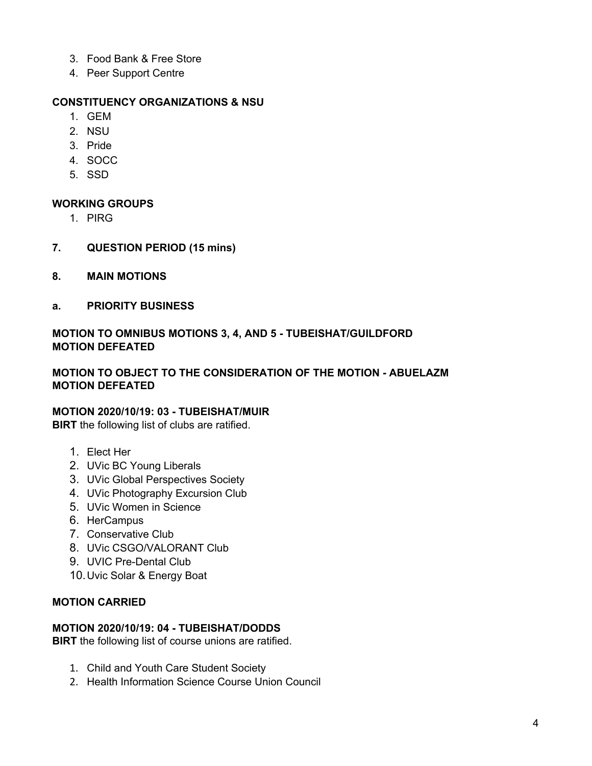3. Food Bank & Free Store
4. Peer Support Centre

**CONSTITUENCY ORGANIZATIONS & NSU**

1. GEM
2. NSU
3. Pride
4. SOCC
5. SSD

**WORKING GROUPS**

1. PIRG

**7. QUESTION PERIOD (15 mins)**

**8. MAIN MOTIONS**

**a. PRIORITY BUSINESS**

**MOTION TO OMNIBUS MOTIONS 3, 4, AND 5 - TUBEISHAT/GUILDFORD**
**MOTION DEFEATED**

**MOTION TO OBJECT TO THE CONSIDERATION OF THE MOTION - ABUELAZM**
**MOTION DEFEATED**

**MOTION 2020/10/19: 03 - TUBEISHAT/MUIR**
**BIRT** the following list of clubs are ratified.

1. Elect Her
2. UVic BC Young Liberals
3. UVic Global Perspectives Society
4. UVic Photography Excursion Club
5. UVic Women in Science
6. HerCampus
7. Conservative Club
8. UVic CSGO/VALORANT Club
9. UVIC Pre-Dental Club
10. Uvic Solar & Energy Boat

**MOTION CARRIED**

**MOTION 2020/10/19: 04 - TUBEISHAT/DODDS**
**BIRT** the following list of course unions are ratified.

1. Child and Youth Care Student Society
2. Health Information Science Course Union Council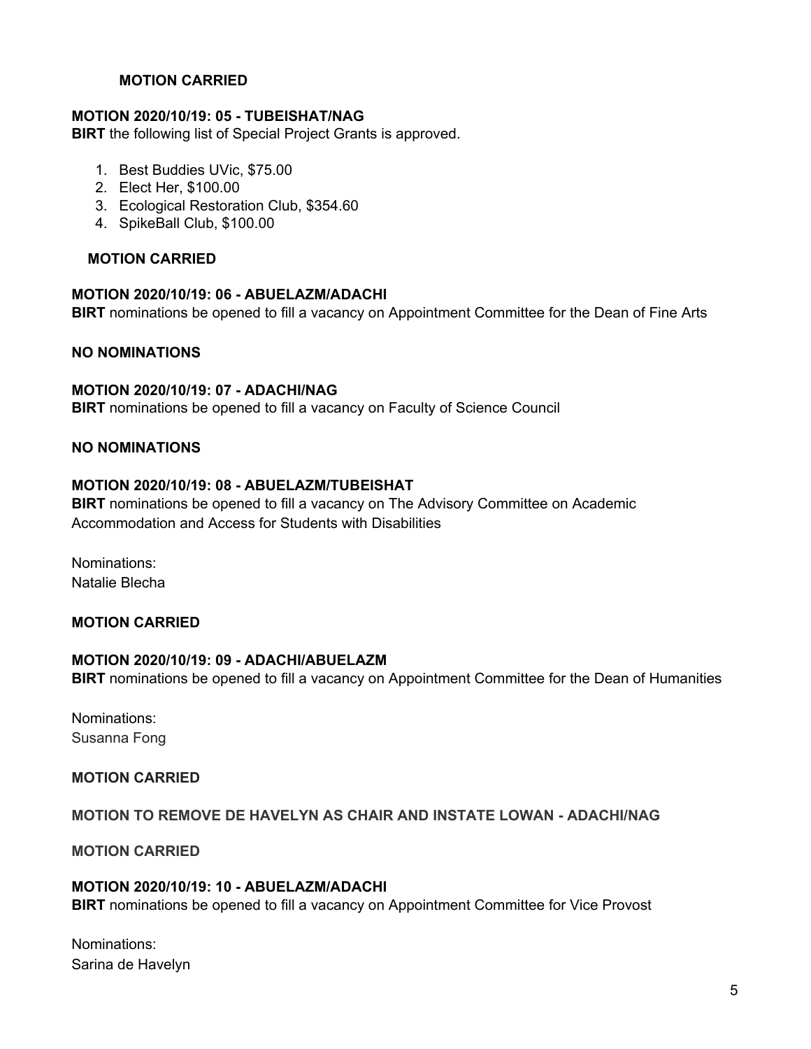**MOTION CARRIED**

**MOTION 2020/10/19: 05 - TUBEISHAT/NAG**
**BIRT** the following list of Special Project Grants is approved.

1. Best Buddies UVic, $75.00
2. Elect Her, $100.00
3. Ecological Restoration Club, $354.60
4. SpikeBall Club, $100.00

**MOTION CARRIED**

**MOTION 2020/10/19: 06 - ABUELAZM/ADACHI**
**BIRT** nominations be opened to fill a vacancy on Appointment Committee for the Dean of Fine Arts

**NO NOMINATIONS**

**MOTION 2020/10/19: 07 - ADACHI/NAG**
**BIRT** nominations be opened to fill a vacancy on Faculty of Science Council

**NO NOMINATIONS**

**MOTION 2020/10/19: 08 - ABUELAZM/TUBEISHAT**
**BIRT** nominations be opened to fill a vacancy on The Advisory Committee on Academic Accommodation and Access for Students with Disabilities

Nominations:
Natalie Blecha

**MOTION CARRIED**

**MOTION 2020/10/19: 09 - ADACHI/ABUELAZM**
**BIRT** nominations be opened to fill a vacancy on Appointment Committee for the Dean of Humanities

Nominations:
Susanna Fong

**MOTION CARRIED**

**MOTION TO REMOVE DE HAVELYN AS CHAIR AND INSTATE LOWAN - ADACHI/NAG**

**MOTION CARRIED**

**MOTION 2020/10/19: 10 - ABUELAZM/ADACHI**
**BIRT** nominations be opened to fill a vacancy on Appointment Committee for Vice Provost

Nominations:
Sarina de Havelyn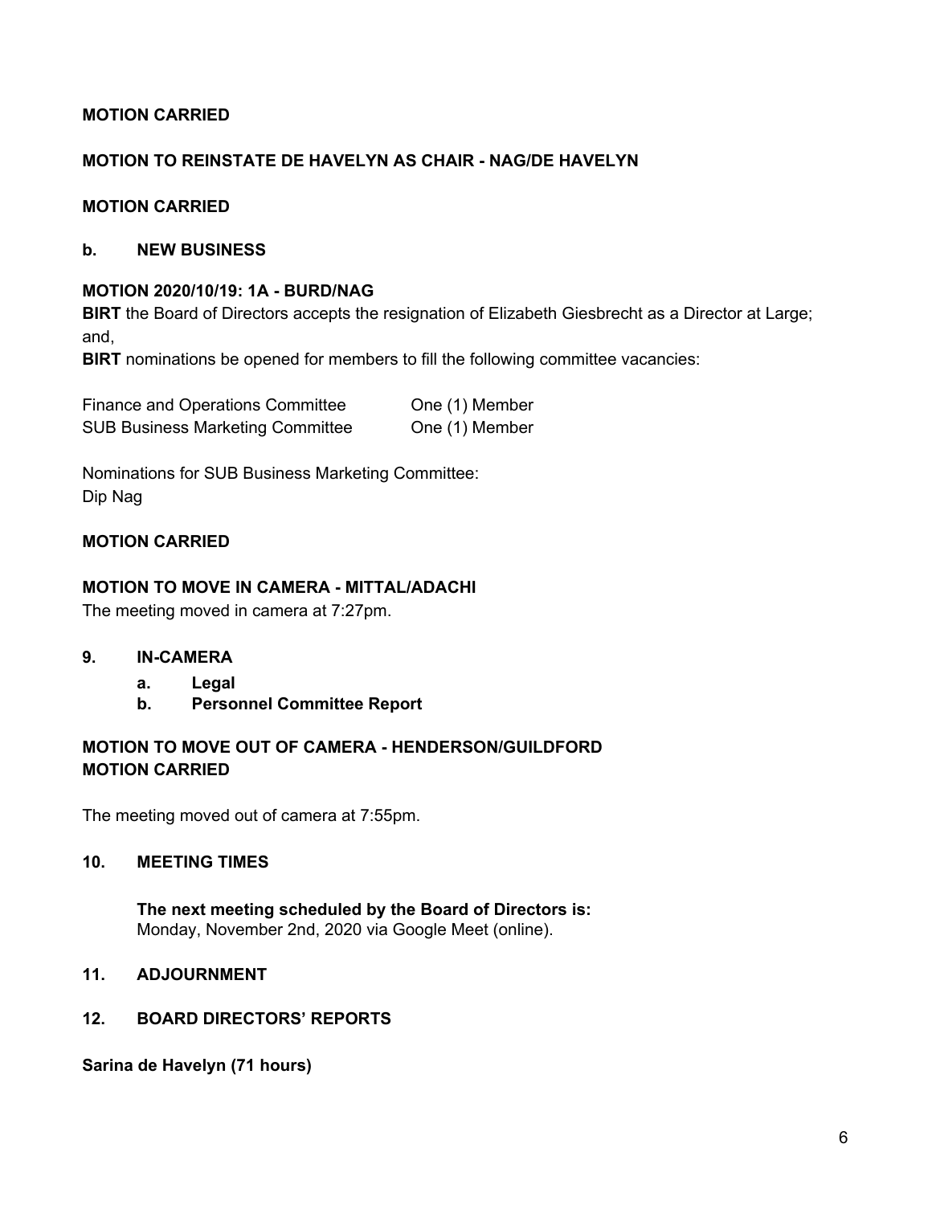**MOTION CARRIED**

**MOTION TO REINSTATE DE HAVELYN AS CHAIR - NAG/DE HAVELYN**

**MOTION CARRIED**

**b. NEW BUSINESS**

**MOTION 2020/10/19: 1A - BURD/NAG**

**BIRT** the Board of Directors accepts the resignation of Elizabeth Giesbrecht as a Director at Large; and,

**BIRT** nominations be opened for members to fill the following committee vacancies:

| | |
|---|---|
| Finance and Operations Committee | One (1) Member |
| SUB Business Marketing Committee | One (1) Member |

Nominations for SUB Business Marketing Committee:
Dip Nag

**MOTION CARRIED**

**MOTION TO MOVE IN CAMERA - MITTAL/ADACHI**

The meeting moved in camera at 7:27pm.

## 9. IN-CAMERA

**a. Legal**

**b. Personnel Committee Report**

**MOTION TO MOVE OUT OF CAMERA - HENDERSON/GUILDFORD**
**MOTION CARRIED**

The meeting moved out of camera at 7:55pm.

## 10. MEETING TIMES

**The next meeting scheduled by the Board of Directors is:**
Monday, November 2nd, 2020 via Google Meet (online).

## 11. ADJOURNMENT

## 12. BOARD DIRECTORS' REPORTS

**Sarina de Havelyn (71 hours)**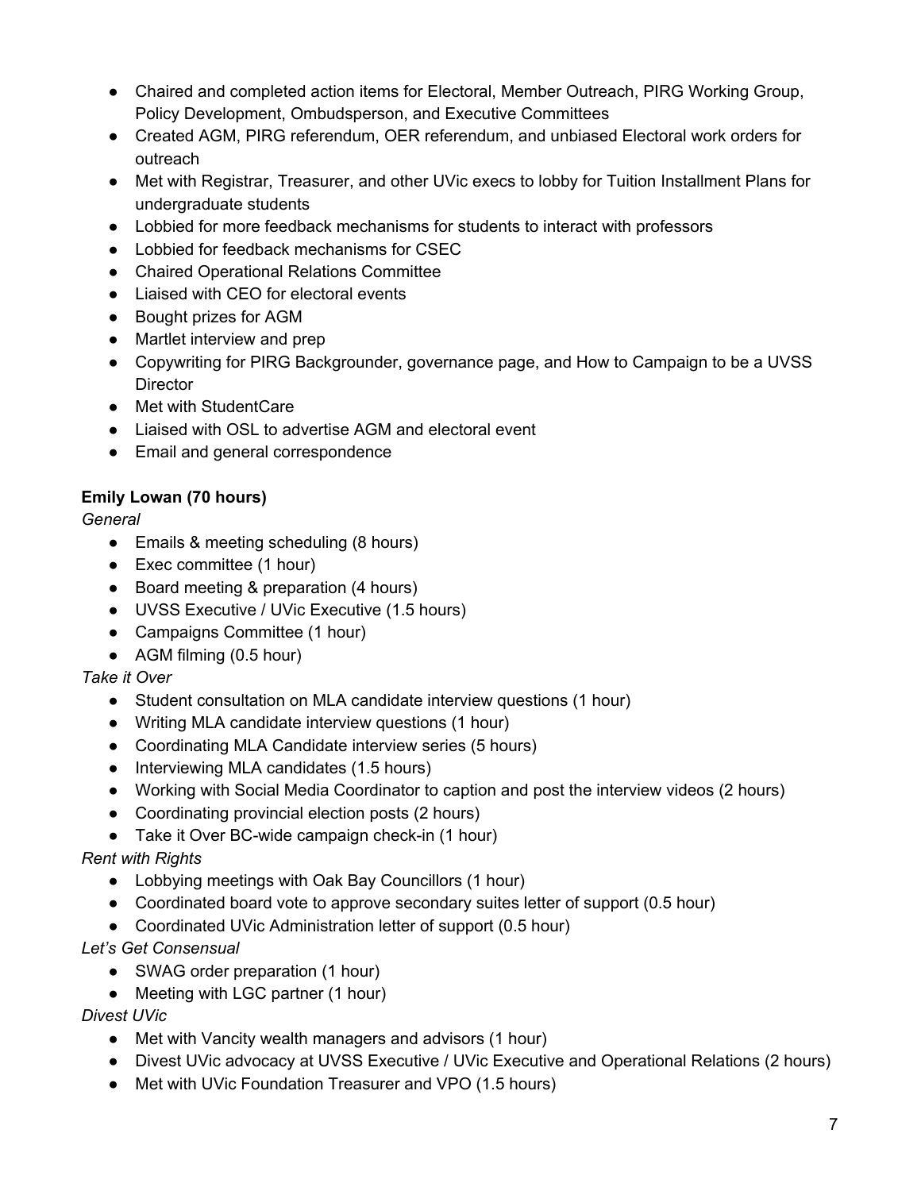- Chaired and completed action items for Electoral, Member Outreach, PIRG Working Group, Policy Development, Ombudsperson, and Executive Committees
- Created AGM, PIRG referendum, OER referendum, and unbiased Electoral work orders for outreach
- Met with Registrar, Treasurer, and other UVic execs to lobby for Tuition Installment Plans for undergraduate students
- Lobbied for more feedback mechanisms for students to interact with professors
- Lobbied for feedback mechanisms for CSEC
- Chaired Operational Relations Committee
- Liaised with CEO for electoral events
- Bought prizes for AGM
- Martlet interview and prep
- Copywriting for PIRG Backgrounder, governance page, and How to Campaign to be a UVSS Director
- Met with StudentCare
- Liaised with OSL to advertise AGM and electoral event
- Email and general correspondence

**Emily Lowan (70 hours)**

*General*

- Emails & meeting scheduling (8 hours)
- Exec committee (1 hour)
- Board meeting & preparation (4 hours)
- UVSS Executive / UVic Executive (1.5 hours)
- Campaigns Committee (1 hour)
- AGM filming (0.5 hour)

*Take it Over*

- Student consultation on MLA candidate interview questions (1 hour)
- Writing MLA candidate interview questions (1 hour)
- Coordinating MLA Candidate interview series (5 hours)
- Interviewing MLA candidates (1.5 hours)
- Working with Social Media Coordinator to caption and post the interview videos (2 hours)
- Coordinating provincial election posts (2 hours)
- Take it Over BC-wide campaign check-in (1 hour)

*Rent with Rights*

- Lobbying meetings with Oak Bay Councillors (1 hour)
- Coordinated board vote to approve secondary suites letter of support (0.5 hour)
- Coordinated UVic Administration letter of support (0.5 hour)

*Let's Get Consensual*

- SWAG order preparation (1 hour)
- Meeting with LGC partner (1 hour)

*Divest UVic*

- Met with Vancity wealth managers and advisors (1 hour)
- Divest UVic advocacy at UVSS Executive / UVic Executive and Operational Relations (2 hours)
- Met with UVic Foundation Treasurer and VPO (1.5 hours)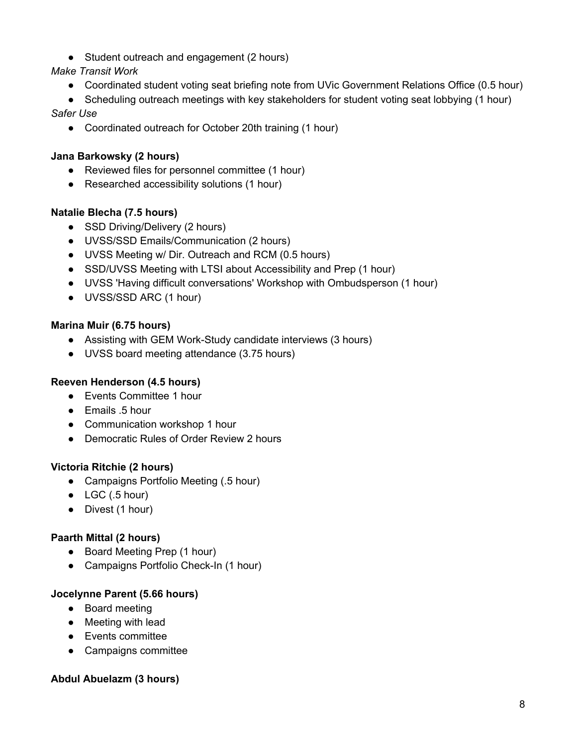- Student outreach and engagement (2 hours)

*Make Transit Work*

- Coordinated student voting seat briefing note from UVic Government Relations Office (0.5 hour)
- Scheduling outreach meetings with key stakeholders for student voting seat lobbying (1 hour)

*Safer Use*

- Coordinated outreach for October 20th training (1 hour)

**Jana Barkowsky (2 hours)**

- Reviewed files for personnel committee (1 hour)
- Researched accessibility solutions (1 hour)

**Natalie Blecha (7.5 hours)**

- SSD Driving/Delivery (2 hours)
- UVSS/SSD Emails/Communication (2 hours)
- UVSS Meeting w/ Dir. Outreach and RCM (0.5 hours)
- SSD/UVSS Meeting with LTSI about Accessibility and Prep (1 hour)
- UVSS 'Having difficult conversations' Workshop with Ombudsperson (1 hour)
- UVSS/SSD ARC (1 hour)

**Marina Muir (6.75 hours)**

- Assisting with GEM Work-Study candidate interviews (3 hours)
- UVSS board meeting attendance (3.75 hours)

**Reeven Henderson (4.5 hours)**

- Events Committee 1 hour
- Emails .5 hour
- Communication workshop 1 hour
- Democratic Rules of Order Review 2 hours

**Victoria Ritchie (2 hours)**

- Campaigns Portfolio Meeting (.5 hour)
- LGC (.5 hour)
- Divest (1 hour)

**Paarth Mittal (2 hours)**

- Board Meeting Prep (1 hour)
- Campaigns Portfolio Check-In (1 hour)

**Jocelynne Parent (5.66 hours)**

- Board meeting
- Meeting with lead
- Events committee
- Campaigns committee

**Abdul Abuelazm (3 hours)**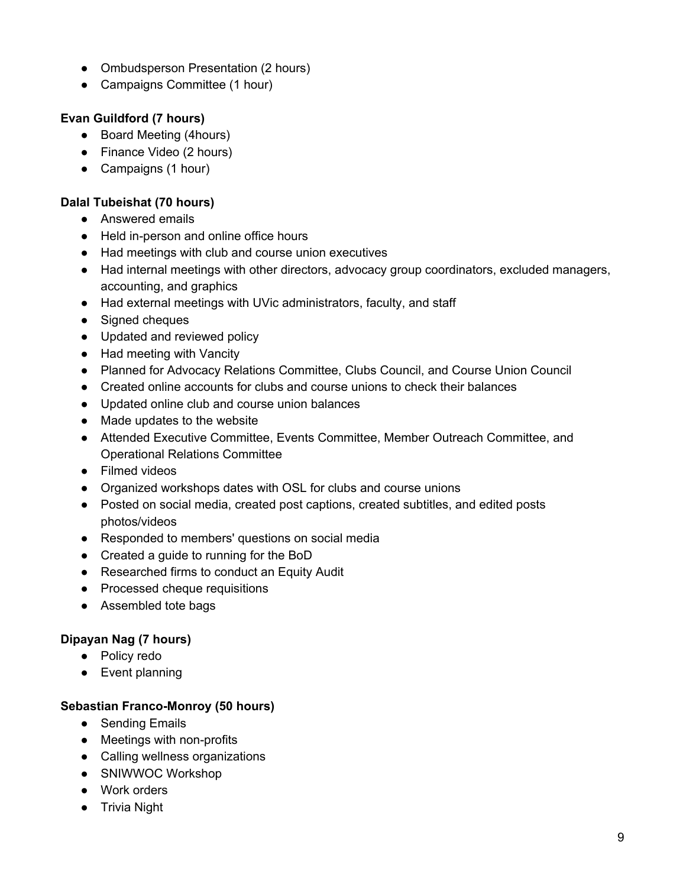- Ombudsperson Presentation (2 hours)
- Campaigns Committee (1 hour)

**Evan Guildford (7 hours)**

- Board Meeting (4hours)
- Finance Video (2 hours)
- Campaigns (1 hour)

**Dalal Tubeishat (70 hours)**

- Answered emails
- Held in-person and online office hours
- Had meetings with club and course union executives
- Had internal meetings with other directors, advocacy group coordinators, excluded managers, accounting, and graphics
- Had external meetings with UVic administrators, faculty, and staff
- Signed cheques
- Updated and reviewed policy
- Had meeting with Vancity
- Planned for Advocacy Relations Committee, Clubs Council, and Course Union Council
- Created online accounts for clubs and course unions to check their balances
- Updated online club and course union balances
- Made updates to the website
- Attended Executive Committee, Events Committee, Member Outreach Committee, and Operational Relations Committee
- Filmed videos
- Organized workshops dates with OSL for clubs and course unions
- Posted on social media, created post captions, created subtitles, and edited posts photos/videos
- Responded to members' questions on social media
- Created a guide to running for the BoD
- Researched firms to conduct an Equity Audit
- Processed cheque requisitions
- Assembled tote bags

**Dipayan Nag (7 hours)**

- Policy redo
- Event planning

**Sebastian Franco-Monroy (50 hours)**

- Sending Emails
- Meetings with non-profits
- Calling wellness organizations
- SNIWWOC Workshop
- Work orders
- Trivia Night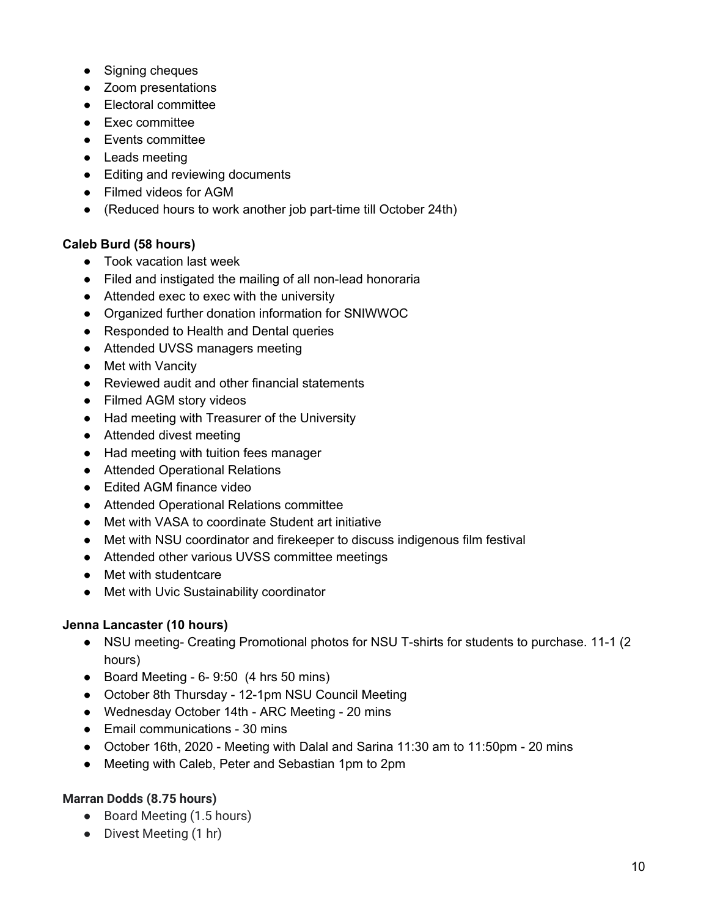- Signing cheques
- Zoom presentations
- Electoral committee
- Exec committee
- Events committee
- Leads meeting
- Editing and reviewing documents
- Filmed videos for AGM
- (Reduced hours to work another job part-time till October 24th)

**Caleb Burd (58 hours)**

- Took vacation last week
- Filed and instigated the mailing of all non-lead honoraria
- Attended exec to exec with the university
- Organized further donation information for SNIWWOC
- Responded to Health and Dental queries
- Attended UVSS managers meeting
- Met with Vancity
- Reviewed audit and other financial statements
- Filmed AGM story videos
- Had meeting with Treasurer of the University
- Attended divest meeting
- Had meeting with tuition fees manager
- Attended Operational Relations
- Edited AGM finance video
- Attended Operational Relations committee
- Met with VASA to coordinate Student art initiative
- Met with NSU coordinator and firekeeper to discuss indigenous film festival
- Attended other various UVSS committee meetings
- Met with studentcare
- Met with Uvic Sustainability coordinator

**Jenna Lancaster (10 hours)**

- NSU meeting- Creating Promotional photos for NSU T-shirts for students to purchase. 11-1 (2 hours)
- Board Meeting - 6- 9:50 (4 hrs 50 mins)
- October 8th Thursday - 12-1pm NSU Council Meeting
- Wednesday October 14th - ARC Meeting - 20 mins
- Email communications - 30 mins
- October 16th, 2020 - Meeting with Dalal and Sarina 11:30 am to 11:50pm - 20 mins
- Meeting with Caleb, Peter and Sebastian 1pm to 2pm

**Marran Dodds (8.75 hours)**

- Board Meeting (1.5 hours)
- Divest Meeting (1 hr)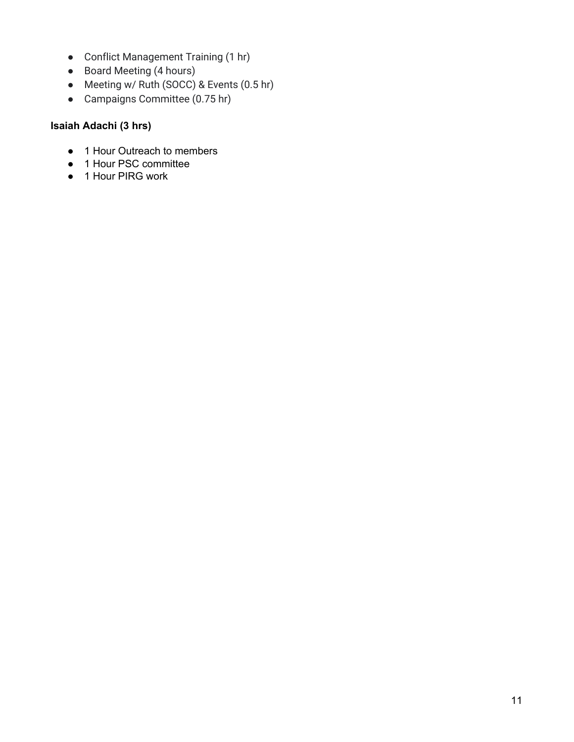- Conflict Management Training (1 hr)
- Board Meeting (4 hours)
- Meeting w/ Ruth (SOCC) & Events (0.5 hr)
- Campaigns Committee (0.75 hr)

**Isaiah Adachi (3 hrs)**

- 1 Hour Outreach to members
- 1 Hour PSC committee
- 1 Hour PIRG work